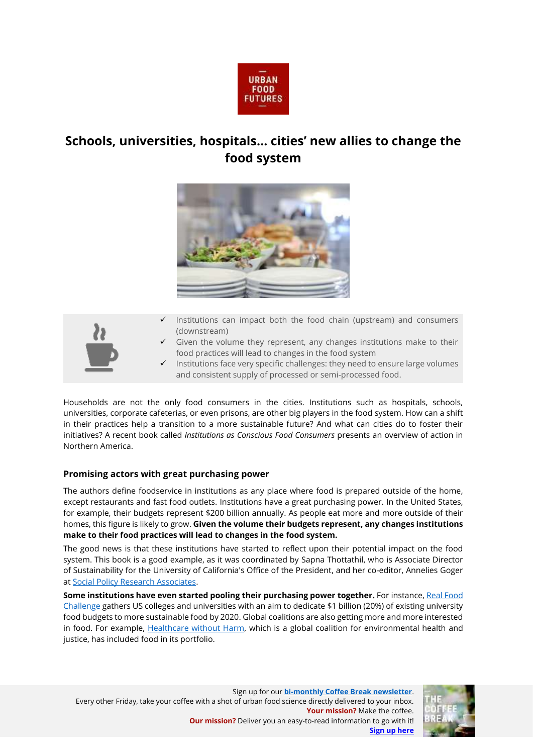# Schools, universities, hospitals… cities' new allies to change the food system

- ✓ Institutions can impact both the food chain (upstream) and consumers (downstream)
- ✓ Given the volume they represent, any changes institutions make to their food practices will lead to changes in the food system
- ✓ Institutions face very specific challenges: they need to ensure large volumes and consistent supply of processed or semi-processed food.

Households are not the only food consumers in the cities. Institutions such as hospitals, schools, universities, corporate cafeterias, or even prisons, are other big players in the food system. How can a shift in their practices help a transition to a more sustainable future? And what can cities do to foster their initiatives? A recent book called *Institutions as Conscious Food Consumers* presents an overview of action in Northern America.

## Promising actors with great purchasing power

The authors define foodservice in institutions as any place where food is prepared outside of the home, except restaurants and fast food outlets. Institutions have a great purchasing power. In the United States, for example, their budgets represent $200 billion annually. As people eat more and more outside of their homes, this figure is likely to grow. **Given the volume their budgets represent, any changes institutions make to their food practices will lead to changes in the food system.**

The good news is that these institutions have started to reflect upon their potential impact on the food system. This book is a good example, as it was coordinated by Sapna Thottathil, who is Associate Director of Sustainability for the University of California's Office of the President, and her co-editor, Annelies Goger at Social Policy Research Associates.

**Some institutions have even started pooling their purchasing power together.** For instance, Real Food Challenge gathers US colleges and universities with an aim to dedicate $1 billion (20%) of existing university food budgets to more sustainable food by 2020. Global coalitions are also getting more and more interested in food. For example, Healthcare without Harm, which is a global coalition for environmental health and justice, has included food in its portfolio.

Sign up for our **bi-monthly Coffee Break newsletter**.
Every other Friday, take your coffee with a shot of urban food science directly delivered to your inbox.
**Your mission?** Make the coffee.
**Our mission?** Deliver you an easy-to-read information to go with it!
**Sign up here**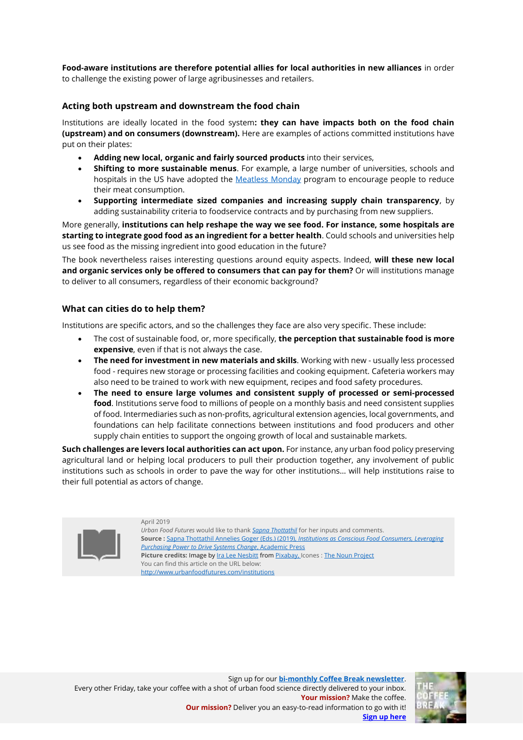**Food-aware institutions are therefore potential allies for local authorities in new alliances** in order to challenge the existing power of large agribusinesses and retailers.

### Acting both upstream and downstream the food chain

Institutions are ideally located in the food system**: they can have impacts both on the food chain (upstream) and on consumers (downstream).** Here are examples of actions committed institutions have put on their plates:

- **Adding new local, organic and fairly sourced products** into their services,
- **Shifting to more sustainable menus**. For example, a large number of universities, schools and hospitals in the US have adopted the [Meatless Monday](#) program to encourage people to reduce their meat consumption.
- **Supporting intermediate sized companies and increasing supply chain transparency**, by adding sustainability criteria to foodservice contracts and by purchasing from new suppliers.

More generally, **institutions can help reshape the way we see food. For instance, some hospitals are starting to integrate good food as an ingredient for a better health**. Could schools and universities help us see food as the missing ingredient into good education in the future?

The book nevertheless raises interesting questions around equity aspects. Indeed, **will these new local and organic services only be offered to consumers that can pay for them?** Or will institutions manage to deliver to all consumers, regardless of their economic background?

### What can cities do to help them?

Institutions are specific actors, and so the challenges they face are also very specific. These include:

- The cost of sustainable food, or, more specifically, **the perception that sustainable food is more expensive**, even if that is not always the case.
- **The need for investment in new materials and skills**. Working with new - usually less processed food - requires new storage or processing facilities and cooking equipment. Cafeteria workers may also need to be trained to work with new equipment, recipes and food safety procedures.
- **The need to ensure large volumes and consistent supply of processed or semi-processed food**. Institutions serve food to millions of people on a monthly basis and need consistent supplies of food. Intermediaries such as non-profits, agricultural extension agencies, local governments, and foundations can help facilitate connections between institutions and food producers and other supply chain entities to support the ongoing growth of local and sustainable markets.

**Such challenges are levers local authorities can act upon.** For instance, any urban food policy preserving agricultural land or helping local producers to pull their production together, any involvement of public institutions such as schools in order to pave the way for other institutions... will help institutions raise to their full potential as actors of change.

April 2019
*Urban Food Futures* would like to thank *Sapna Thottathil* for her inputs and comments.
**Source :** Sapna Thottathil Annelies Goger (Eds.) (2019), *Institutions as Conscious Food Consumers, Leveraging Purchasing Power to Drive Systems Change*, Academic Press
**Picture credits:** Image by Ira Lee Nesbitt from Pixabay, Icones : The Noun Project
You can find this article on the URL below:
http://www.urbanfoodfutures.com/institutions

Sign up for our **bi-monthly Coffee Break newsletter**.
Every other Friday, take your coffee with a shot of urban food science directly delivered to your inbox.
**Your mission?** Make the coffee.
**Our mission?** Deliver you an easy-to-read information to go with it!
**Sign up here**